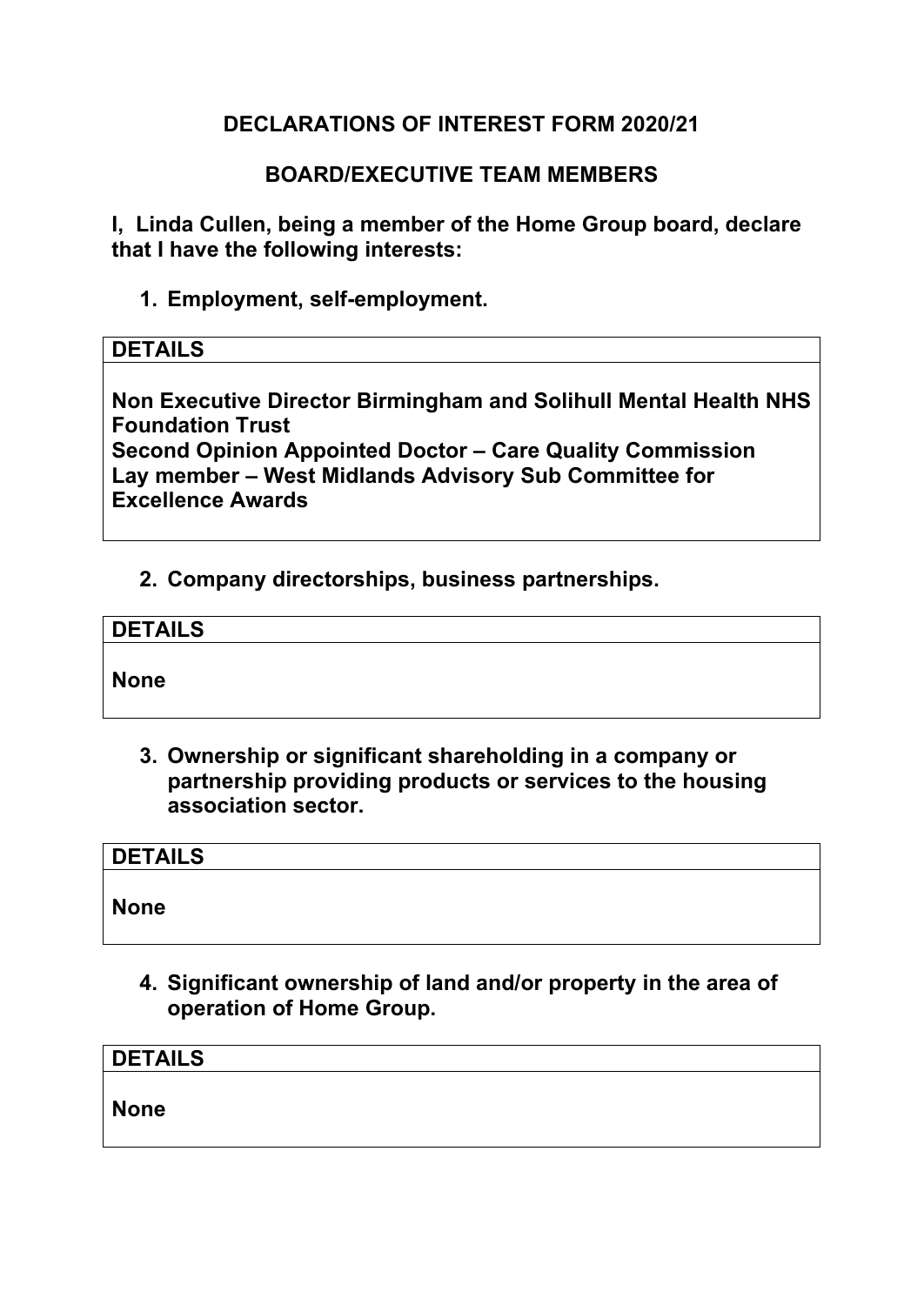## DECLARATIONS OF INTEREST FORM 2020/21

## BOARD/EXECUTIVE TEAM MEMBERS

**I, Linda Cullen, being a member of the Home Group board, declare that I have the following interests:**

**1. Employment, self-employment.**

| DETAILS |
|---|
| **Non Executive Director Birmingham and Solihull Mental Health NHS Foundation Trust**<br>**Second Opinion Appointed Doctor – Care Quality Commission**<br>**Lay member – West Midlands Advisory Sub Committee for Excellence Awards** |

**2. Company directorships, business partnerships.**

| DETAILS |
|---|
| **None** |

**3. Ownership or significant shareholding in a company or partnership providing products or services to the housing association sector.**

| DETAILS |
|---|
| **None** |

**4. Significant ownership of land and/or property in the area of operation of Home Group.**

| DETAILS |
|---|
| **None** |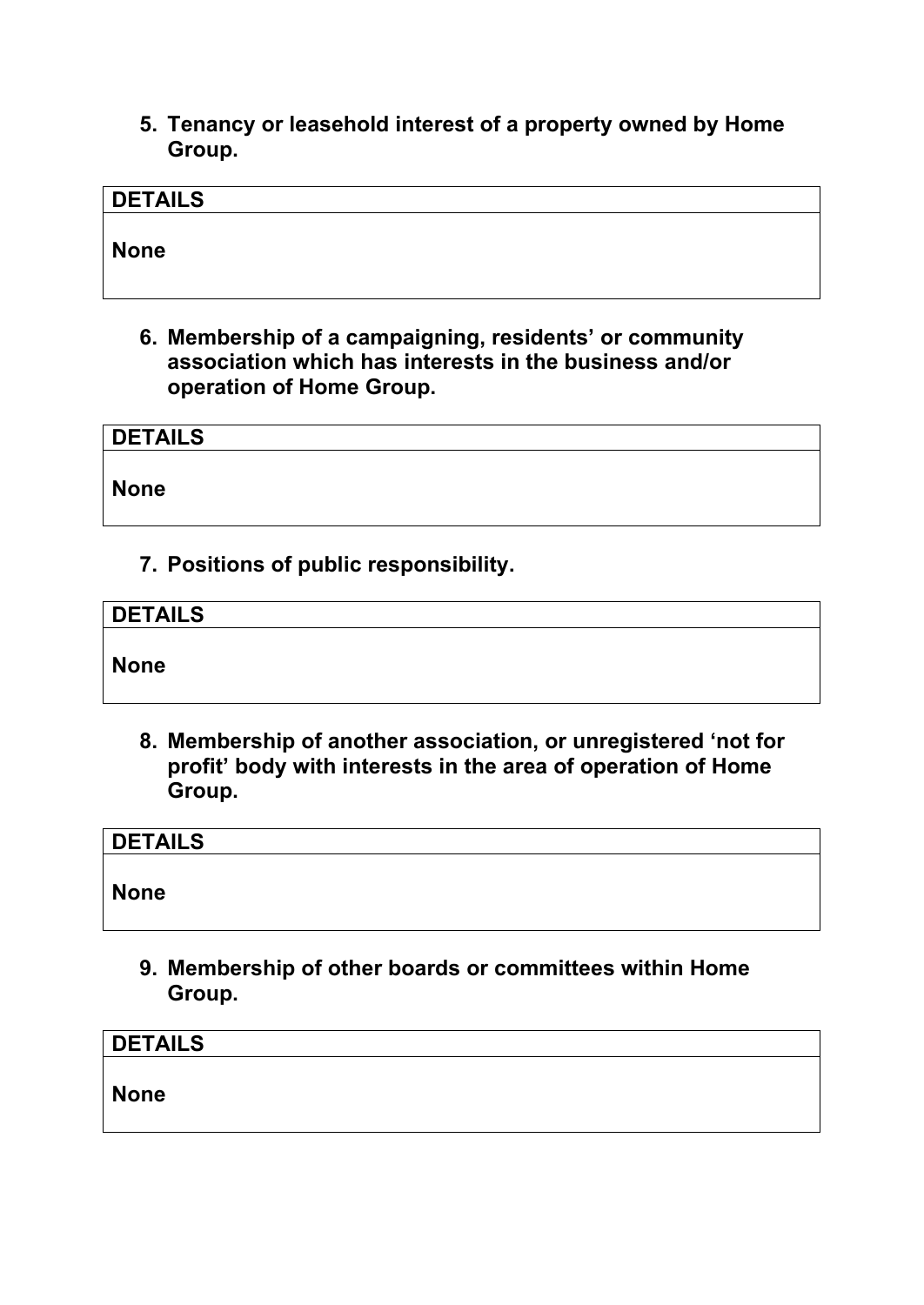**5. Tenancy or leasehold interest of a property owned by Home Group.**

| DETAILS |
| --- |
| **None** |

**6. Membership of a campaigning, residents' or community association which has interests in the business and/or operation of Home Group.**

| DETAILS |
| --- |
| **None** |

**7. Positions of public responsibility.**

| DETAILS |
| --- |
| **None** |

**8. Membership of another association, or unregistered 'not for profit' body with interests in the area of operation of Home Group.**

| DETAILS |
| --- |
| **None** |

**9. Membership of other boards or committees within Home Group.**

| DETAILS |
| --- |
| **None** |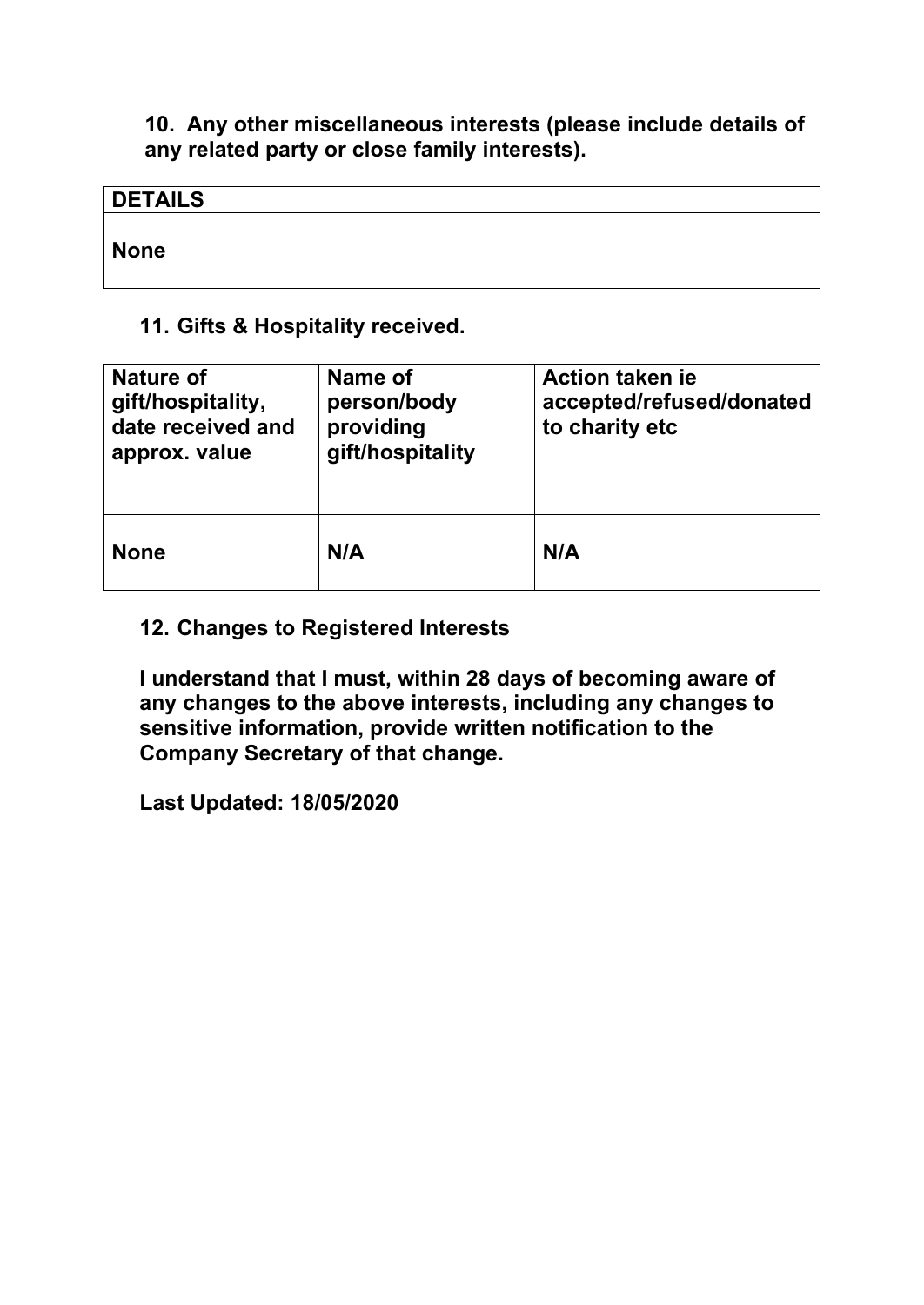**10. Any other miscellaneous interests (please include details of any related party or close family interests).**

| DETAILS |
| --- |
| **None** |

**11. Gifts & Hospitality received.**

| Nature of gift/hospitality, date received and approx. value | Name of person/body providing gift/hospitality | Action taken ie accepted/refused/donated to charity etc |
| --- | --- | --- |
| **None** | **N/A** | **N/A** |

**12. Changes to Registered Interests**

**I understand that I must, within 28 days of becoming aware of any changes to the above interests, including any changes to sensitive information, provide written notification to the Company Secretary of that change.**

**Last Updated: 18/05/2020**